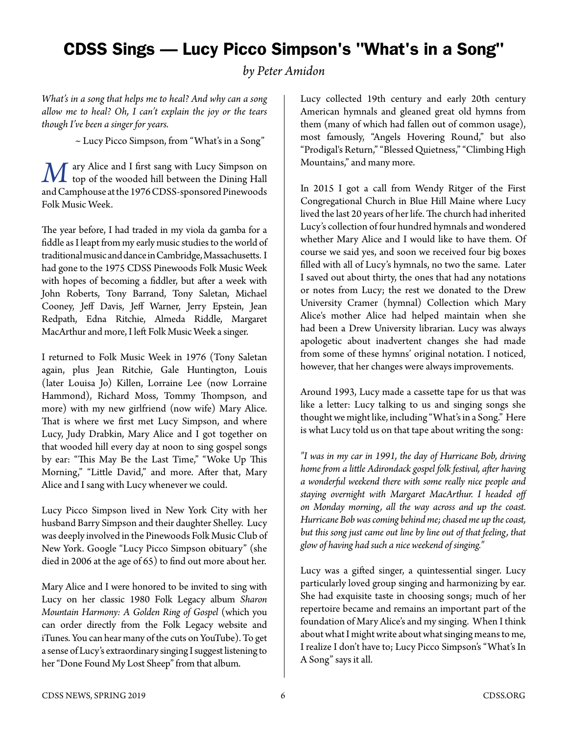# CDSS Sings — Lucy Picco Simpson's "What's in a Song"

*by Peter Amidon*

*What's in a song that helps me to heal? And why can a song allow me to heal? Oh, I can't explain the joy or the tears though I've been a singer for years.*

~ Lucy Picco Simpson, from "What's in a Song"

Mary Alice and I first sang with Lucy Simpson on top of the wooded hill between the Dining Hall and Camphouse at the 1976 CDSS-sponsored Pinewoods Folk Music Week.

The year before, I had traded in my viola da gamba for a fiddle as I leapt from my early music studies to the world of traditional music and dance in Cambridge, Massachusetts. I had gone to the 1975 CDSS Pinewoods Folk Music Week with hopes of becoming a fiddler, but after a week with John Roberts, Tony Barrand, Tony Saletan, Michael Cooney, Jeff Davis, Jeff Warner, Jerry Epstein, Jean Redpath, Edna Ritchie, Almeda Riddle, Margaret MacArthur and more, I left Folk Music Week a singer.

I returned to Folk Music Week in 1976 (Tony Saletan again, plus Jean Ritchie, Gale Huntington, Louis (later Louisa Jo) Killen, Lorraine Lee (now Lorraine Hammond), Richard Moss, Tommy Thompson, and more) with my new girlfriend (now wife) Mary Alice. That is where we first met Lucy Simpson, and where Lucy, Judy Drabkin, Mary Alice and I got together on that wooded hill every day at noon to sing gospel songs by ear: "This May Be the Last Time," "Woke Up This Morning," "Little David," and more. After that, Mary Alice and I sang with Lucy whenever we could.

Lucy Picco Simpson lived in New York City with her husband Barry Simpson and their daughter Shelley. Lucy was deeply involved in the Pinewoods Folk Music Club of New York. Google "Lucy Picco Simpson obituary" (she died in 2006 at the age of 65) to find out more about her.

Mary Alice and I were honored to be invited to sing with Lucy on her classic 1980 Folk Legacy album *Sharon Mountain Harmony: A Golden Ring of Gospel* (which you can order directly from the Folk Legacy website and iTunes. You can hear many of the cuts on YouTube). To get a sense of Lucy's extraordinary singing I suggest listening to her "Done Found My Lost Sheep" from that album.

Lucy collected 19th century and early 20th century American hymnals and gleaned great old hymns from them (many of which had fallen out of common usage), most famously, "Angels Hovering Round," but also "Prodigal's Return," "Blessed Quietness," "Climbing High Mountains," and many more.

In 2015 I got a call from Wendy Ritger of the First Congregational Church in Blue Hill Maine where Lucy lived the last 20 years of her life. The church had inherited Lucy's collection of four hundred hymnals and wondered whether Mary Alice and I would like to have them. Of course we said yes, and soon we received four big boxes filled with all of Lucy's hymnals, no two the same. Later I saved out about thirty, the ones that had any notations or notes from Lucy; the rest we donated to the Drew University Cramer (hymnal) Collection which Mary Alice's mother Alice had helped maintain when she had been a Drew University librarian. Lucy was always apologetic about inadvertent changes she had made from some of these hymns' original notation. I noticed, however, that her changes were always improvements.

Around 1993, Lucy made a cassette tape for us that was like a letter: Lucy talking to us and singing songs she thought we might like, including "What's in a Song." Here is what Lucy told us on that tape about writing the song:

*"I was in my car in 1991, the day of Hurricane Bob, driving home from a little Adirondack gospel folk festival, after having a wonderful weekend there with some really nice people and staying overnight with Margaret MacArthur. I headed off on Monday morning, all the way across and up the coast. Hurricane Bob was coming behind me; chased me up the coast, but this song just came out line by line out of that feeling, that glow of having had such a nice weekend of singing."*

Lucy was a gifted singer, a quintessential singer. Lucy particularly loved group singing and harmonizing by ear. She had exquisite taste in choosing songs; much of her repertoire became and remains an important part of the foundation of Mary Alice's and my singing. When I think about what I might write about what singing means to me, I realize I don't have to; Lucy Picco Simpson's "What's In A Song" says it all.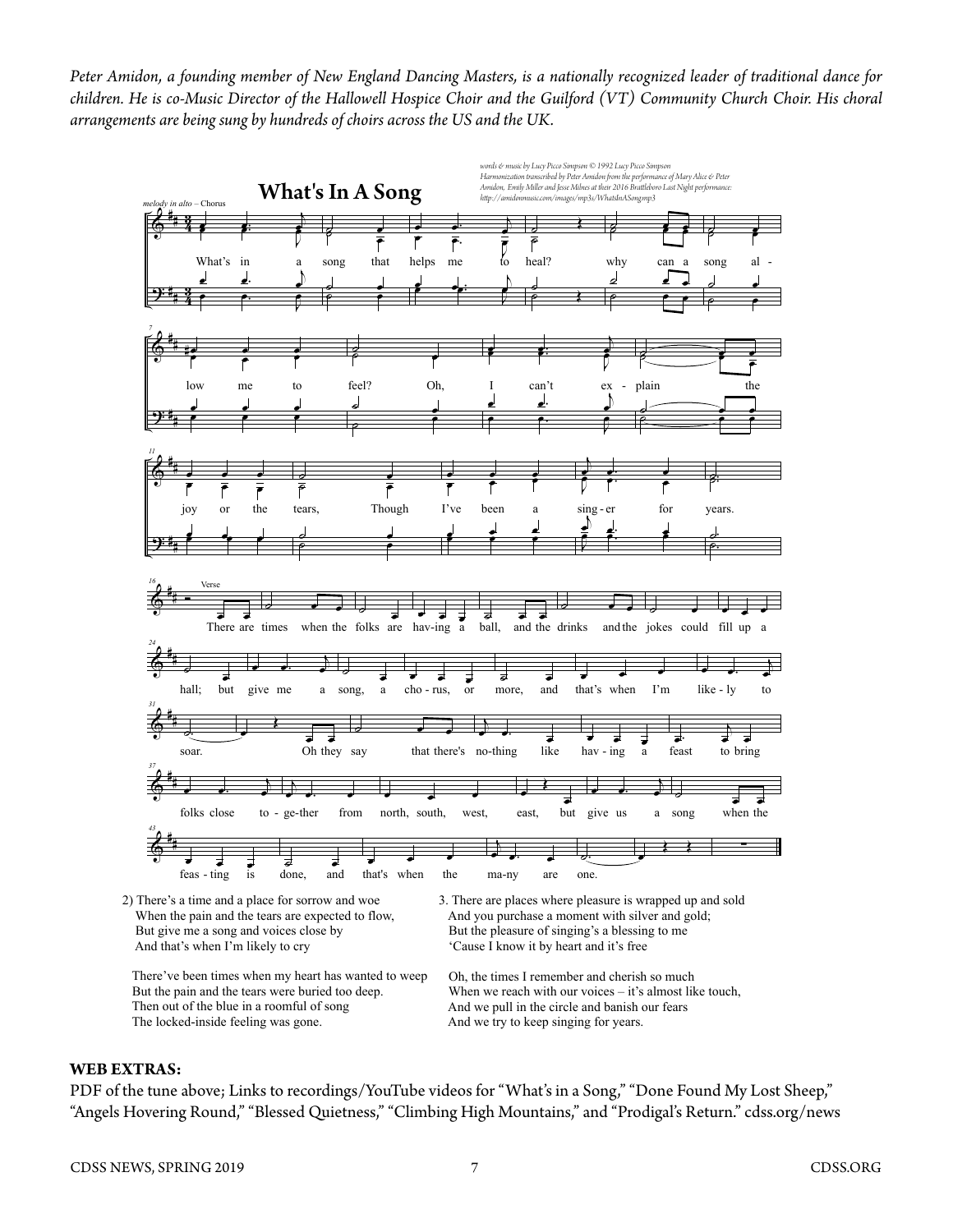*Peter Amidon, a founding member of New England Dancing Masters, is a nationally recognized leader of traditional dance for children. He is co-Music Director of the Hallowell Hospice Choir and the Guilford (VT) Community Church Choir. His choral arrangements are being sung by hundreds of choirs across the US and the UK.*

## What's In A Song

*words & music by Lucy Picco Simpson © 1992 Lucy Picco Simpson*
*Harmonization transcribed by Peter Amidon from the performance of Mary Alice & Peter Amidon, Emily Miller and Jesse Milnes at their 2016 Brattleboro Last Night performance: http://amidonmusic.com/images/mp3s/WhatsInASong.mp3*

*melody in alto* – Chorus

What's in a song that helps me to heal? why can a song allow me to feel? Oh, I can't explain the joy or the tears, Though I've been a singer for years.

Verse

There are times when the folks are having a ball, and the drinks and the jokes could fill up a hall; but give me a song, a chorus, or more, and that's when I'm likely to soar. Oh they say that there's nothing like having a feast to bring folks close together from north, south, west, east, but give us a song when the feasting is done, and that's when the many are one.

2) There's a time and a place for sorrow and woe
When the pain and the tears are expected to flow,
But give me a song and voices close by
And that's when I'm likely to cry

There've been times when my heart has wanted to weep
But the pain and the tears were buried too deep.
Then out of the blue in a roomful of song
The locked-inside feeling was gone.

3. There are places where pleasure is wrapped up and sold
And you purchase a moment with silver and gold;
But the pleasure of singing's a blessing to me
'Cause I know it by heart and it's free

Oh, the times I remember and cherish so much
When we reach with our voices – it's almost like touch,
And we pull in the circle and banish our fears
And we try to keep singing for years.

**WEB EXTRAS:**

PDF of the tune above; Links to recordings/YouTube videos for "What's in a Song," "Done Found My Lost Sheep," "Angels Hovering Round," "Blessed Quietness," "Climbing High Mountains," and "Prodigal's Return." cdss.org/news